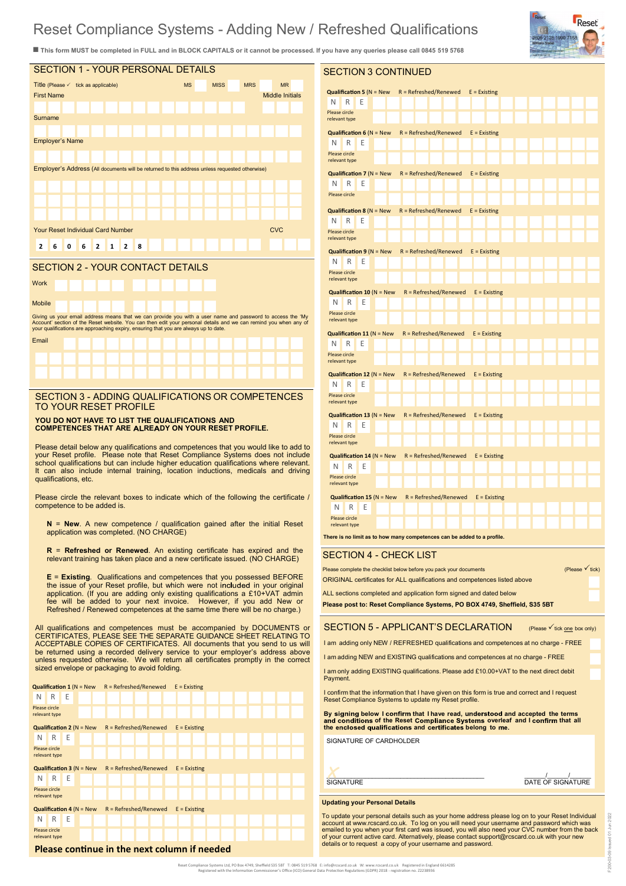# Reset Compliance Systems - Adding New / Refreshed Qualifications

■ **This form MUST be completed in FULL and in BLOCK CAPITALS or it cannot be processed. If you have any queries please call 0845 519 5768**

## SECTION 1 - YOUR PERSONAL DETAILS

Title (Please ✓ tick as applicable) MS MISS MRS MR

First Name

Middle Initials

Surname

Employer's Name

Employer's Address (All documents will be returned to this address unless requested otherwise)

Your Reset Individual Card Number

2 6 0 6 2 1 2 8

CVC

## SECTION 2 - YOUR CONTACT DETAILS

Work

Mobile

Giving us your email address means that we can provide you with a user name and password to access the 'My Account' section of the Reset website. You can then edit your personal details and we can remind you when any of your qualifications are approaching expiry, ensuring that you are always up to date.

Email

## SECTION 3 - ADDING QUALIFICATIONS OR COMPETENCES TO YOUR RESET PROFILE

**YOU DO NOT HAVE TO LIST THE QUALIFICATIONS AND COMPETENCES THAT ARE ALREADY ON YOUR RESET PROFILE.**

Please detail below any qualifications and competences that you would like to add to your Reset profile. Please note that Reset Compliance Systems does not include school qualifications but can include higher education qualifications where relevant. It can also include internal training, location inductions, medicals and driving qualifications, etc.

Please circle the relevant boxes to indicate which of the following the certificate / competence to be added is.

**N = New**. A new competence / qualification gained after the initial Reset application was completed. (NO CHARGE)

**R = Refreshed or Renewed**. An existing certificate has expired and the relevant training has taken place and a new certificate issued. (NO CHARGE)

**E = Existing**. Qualifications and competences that you possessed BEFORE the issue of your Reset profile, but which were not included in your original application. (If you are adding only existing qualifications a £10+VAT admin fee will be added to your next invoice. However, if you add New or Refreshed / Renewed competences at the same time there will be no charge.)

All qualifications and competences must be accompanied by DOCUMENTS or CERTIFICATES, PLEASE SEE THE SEPARATE GUIDANCE SHEET RELATING TO ACCEPTABLE COPIES OF CERTIFICATES. All documents that you send to us will be returned using a recorded delivery service to your employer's address above unless requested otherwise. We will return all certificates promptly in the correct sized envelope or packaging to avoid folding.

**Qualification 1** (N = New R = Refreshed/Renewed E = Existing)
N R E
Please circle relevant type

**Qualification 2** (N = New R = Refreshed/Renewed E = Existing)
N R E
Please circle relevant type

**Qualification 3** (N = New R = Refreshed/Renewed E = Existing)
N R E
Please circle relevant type

**Qualification 4** (N = New R = Refreshed/Renewed E = Existing)
N R E
Please circle relevant type

**Please continue in the next column if needed**

## SECTION 3 CONTINUED

**Qualification 5** (N = New R = Refreshed/Renewed E = Existing)
N R E
Please circle relevant type

**Qualification 6** (N = New R = Refreshed/Renewed E = Existing)
N R E
Please circle relevant type

**Qualification 7** (N = New R = Refreshed/Renewed E = Existing)
N R E
Please circle

**Qualification 8** (N = New R = Refreshed/Renewed E = Existing)
N R E
Please circle relevant type

**Qualification 9** (N = New R = Refreshed/Renewed E = Existing)
N R E
Please circle relevant type

**Qualification 10** (N = New R = Refreshed/Renewed E = Existing)
N R E
Please circle relevant type

**Qualification 11** (N = New R = Refreshed/Renewed E = Existing)
N R E
Please circle relevant type

**Qualification 12** (N = New R = Refreshed/Renewed E = Existing)
N R E
Please circle relevant type

**Qualification 13** (N = New R = Refreshed/Renewed E = Existing)
N R E
Please circle relevant type

**Qualification 14** (N = New R = Refreshed/Renewed E = Existing)
N R E
Please circle relevant type

**Qualification 15** (N = New R = Refreshed/Renewed E = Existing)
N R E
Please circle relevant type

**There is no limit as to how many competences can be added to a profile.**

## SECTION 4 - CHECK LIST

Please complete the checklist below before you pack your documents (Please ✓ tick)

ORIGINAL certificates for ALL qualifications and competences listed above

ALL sections completed and application form signed and dated below

**Please post to: Reset Compliance Systems, PO BOX 4749, Sheffield, S35 5BT**

## SECTION 5 - APPLICANT'S DECLARATION

(Please ✓ tick one box only)

I am adding only NEW / REFRESHED qualifications and competences at no charge - FREE

I am adding NEW and EXISTING qualifications and competences at no charge - FREE

I am only adding EXISTING qualifications. Please add £10.00+VAT to the next direct debit Payment.

I confirm that the information that I have given on this form is true and correct and I request Reset Compliance Systems to update my Reset profile.

**By signing below I confirm that I have read, understood and accepted the terms and conditions of the Reset Compliance Systems overleaf and I confirm that all the enclosed qualifications and certificates belong to me.**

SIGNATURE OF CARDHOLDER

SIGNATURE

____/____/____
DATE OF SIGNATURE

**Updating your Personal Details**

To update your personal details such as your home address please log on to your Reset Individual account at www.rcscard.co.uk. To log on you will need your username and password which was emailed to you when your first card was issued, you will also need your CVC number from the back of your current active card. Alternatively, please contact support@rcscard.co.uk with your new details or to request a copy of your username and password.

Reset Compliance Systems Ltd, PO Box 4749, Sheffield S35 5BT T: 0845 519 5768 E: info@rcscard.co.uk W: www.rcscard.co.uk Registered in England 6614285
Registered with the Information Commissioner's Office (ICO) General Data Protection Regulations (GDPR) 2018 - registration no. Z2238936

F200-03-09 Issued 01 Jun 2022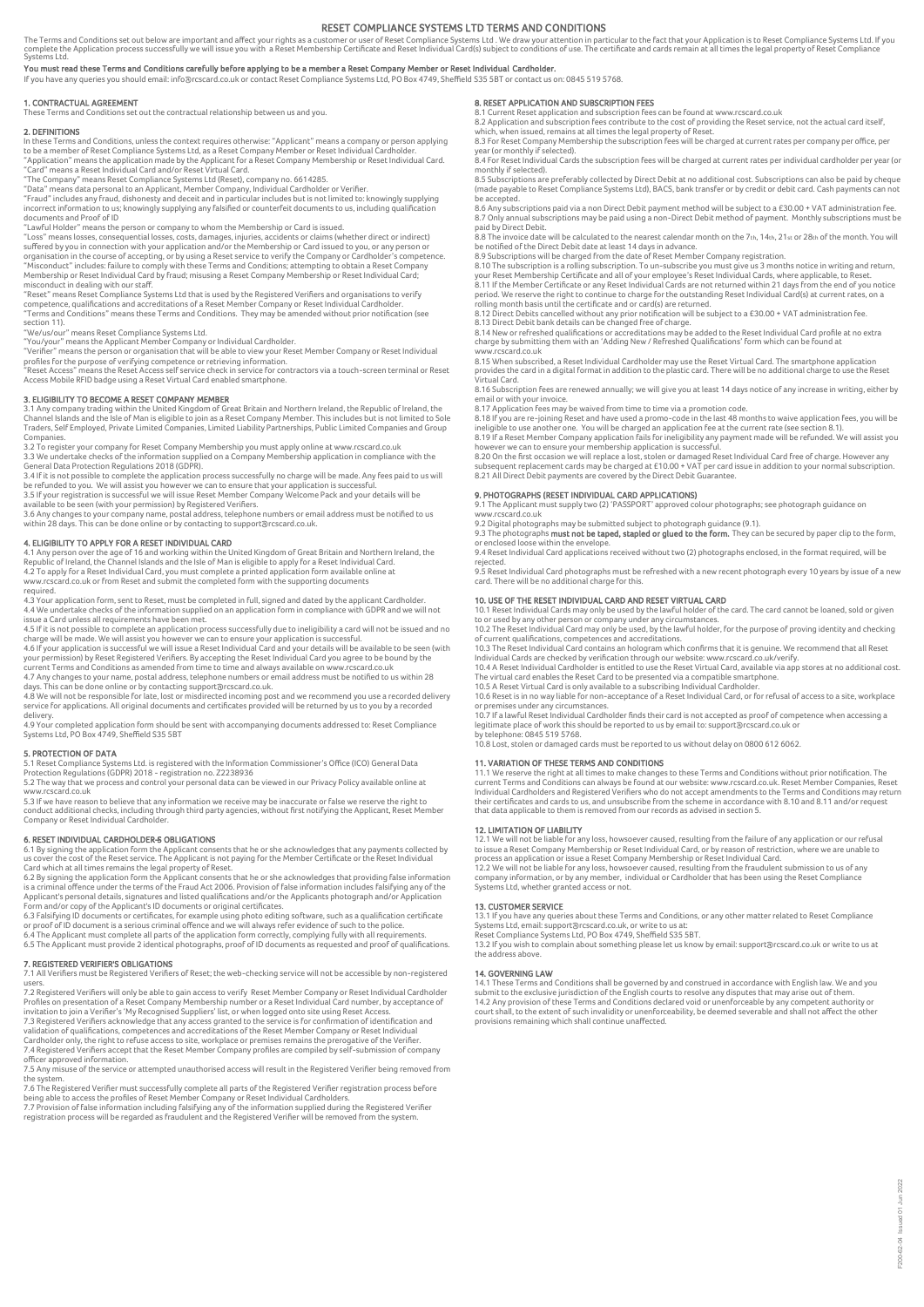# RESET COMPLIANCE SYSTEMS LTD TERMS AND CONDITIONS

The Terms and Conditions set out below are important and affect your rights as a customer or user of Reset Compliance Systems Ltd . We draw your attention in particular to the fact that your Application is to Reset Compliance Systems Ltd. If you complete the Application process successfully we will issue you with a Reset Membership Certificate and Reset Individual Card(s) subject to conditions of use. The certificate and cards remain at all times the legal property of Reset Compliance Systems Ltd.

**You must read these Terms and Conditions carefully before applying to be a member a Reset Company Member or Reset Individual Cardholder.**

If you have any queries you should email: info@rcscard.co.uk or contact Reset Compliance Systems Ltd, PO Box 4749, Sheffield S35 5BT or contact us on: 0845 519 5768.

## 1. CONTRACTUAL AGREEMENT

These Terms and Conditions set out the contractual relationship between us and you.

## 2. DEFINITIONS

In these Terms and Conditions, unless the context requires otherwise: "Applicant" means a company or person applying to be a member of Reset Compliance Systems Ltd, as a Reset Company Member or Reset Individual Cardholder.

"Application" means the application made by the Applicant for a Reset Company Membership or Reset Individual Card.

"Card" means a Reset Individual Card and/or Reset Virtual Card.

"The Company" means Reset Compliance Systems Ltd (Reset), company no. 6614285.

"Data" means data personal to an Applicant, Member Company, Individual Cardholder or Verifier.

"Fraud" includes any fraud, dishonesty and deceit and in particular includes but is not limited to: knowingly supplying incorrect information to us; knowingly supplying any falsified or counterfeit documents to us, including qualification documents and Proof of ID

"Lawful Holder" means the person or company to whom the Membership or Card is issued.

"Loss" means losses, consequential losses, costs, damages, injuries, accidents or claims (whether direct or indirect) suffered by you in connection with your application and/or the Membership or Card issued to you, or any person or organisation in the course of accepting, or by using a Reset service to verify the Company or Cardholder's competence.

"Misconduct" includes: failure to comply with these Terms and Conditions; attempting to obtain a Reset Company Membership or Reset Individual Card by fraud; misusing a Reset Company Membership or Reset Individual Card; misconduct in dealing with our staff.

"Reset" means Reset Compliance Systems Ltd that is used by the Registered Verifiers and organisations to verify competence, qualifications and accreditations of a Reset Member Company or Reset Individual Cardholder.

"Terms and Conditions" means these Terms and Conditions. They may be amended without prior notification (see section 11).

"We/us/our" means Reset Compliance Systems Ltd.

"You/your" means the Applicant Member Company or Individual Cardholder.

"Verifier" means the person or organisation that will be able to view your Reset Member Company or Reset Individual profiles for the purpose of verifying competence or retrieving information.

"Reset Access" means the Reset Access self service check in service for contractors via a touch-screen terminal or Reset Access Mobile RFID badge using a Reset Virtual Card enabled smartphone.

## 3. ELIGIBILITY TO BECOME A RESET COMPANY MEMBER

3.1 Any company trading within the United Kingdom of Great Britain and Northern Ireland, the Republic of Ireland, the Channel Islands and the Isle of Man is eligible to join as a Reset Company Member. This includes but is not limited to Sole Traders, Self Employed, Private Limited Companies, Limited Liability Partnerships, Public Limited Companies and Group Companies.

3.2 To register your company for Reset Company Membership you must apply online at www.rcscard.co.uk

3.3 We undertake checks of the information supplied on a Company Membership application in compliance with the General Data Protection Regulations 2018 (GDPR).

3.4 If it is not possible to complete the application process successfully no charge will be made. Any fees paid to us will be refunded to you. We will assist you however we can to ensure that your application is successful.

3.5 If your registration is successful we will issue Reset Member Company Welcome Pack and your details will be available to be seen (with your permission) by Registered Verifiers.

3.6 Any changes to your company name, postal address, telephone numbers or email address must be notified to us within 28 days. This can be done online or by contacting support@rcscard.co.uk.

## 4. ELIGIBILITY TO APPLY FOR A RESET INDIVIDUAL CARD

4.1 Any person over the age of 16 and working within the United Kingdom of Great Britain and Northern Ireland, the Republic of Ireland, the Channel Islands and the Isle of Man is eligible to apply for a Reset Individual Card.

4.2 To apply for a Reset Individual Card, you must complete a printed application form available online at www.rcscard.co.uk or from Reset and submit the completed form with the supporting documents required.

4.3 Your application form, sent to Reset, must be completed in full, signed and dated by the applicant Cardholder.

4.4 We undertake checks of the information supplied on an application form in compliance with GDPR and we will not issue a Card unless all requirements have been met.

4.5 If it is not possible to complete an application process successfully due to ineligibility a card will not be issued and no charge will be made. We will assist you however we can to ensure your application is successful.

4.6 If your application is successful we will issue a Reset Individual Card and your details will be available to be seen (with your permission) by Reset Registered Verifiers. By accepting the Reset Individual Card you agree to be bound by the current Terms and Conditions as amended from time to time and always available on www.rcscard.co.uk

4.7 Any changes to your name, postal address, telephone numbers or email address must be notified to us within 28 days. This can be done online or by contacting support@rcscard.co.uk.

4.8 We will not be responsible for late, lost or misdirected incoming post and we recommend you use a recorded delivery service for applications. All original documents and certificates provided will be returned by us to you by a recorded delivery.

4.9 Your completed application form should be sent with accompanying documents addressed to: Reset Compliance Systems Ltd, PO Box 4749, Sheffield S35 5BT

## 5. PROTECTION OF DATA

5.1 Reset Compliance Systems Ltd. is registered with the Information Commissioner's Office (ICO) General Data Protection Regulations (GDPR) 2018 - registration no. Z2238936

5.2 The way that we process and control your personal data can be viewed in our Privacy Policy available online at www.rcscard.co.uk

5.3 If we have reason to believe that any information we receive may be inaccurate or false we reserve the right to conduct additional checks, including through third party agencies, without first notifying the Applicant, Reset Member Company or Reset Individual Cardholder.

## 6. RESET INDIVIDUAL CARDHOLDER'S OBLIGATIONS

6.1 By signing the application form the Applicant consents that he or she acknowledges that any payments collected by us cover the cost of the Reset service. The Applicant is not paying for the Member Certificate or the Reset Individual Card which at all times remains the legal property of Reset.

6.2 By signing the application form the Applicant consents that he or she acknowledges that providing false information is a criminal offence under the terms of the Fraud Act 2006. Provision of false information includes falsifying any of the Applicant's personal details, signatures and listed qualifications and/or the Applicants photograph and/or Application Form and/or copy of the Applicant's ID documents or original certificates.

6.3 Falsifying ID documents or certificates, for example using photo editing software, such as a qualification certificate or proof of ID document is a serious criminal offence and we will always refer evidence of such to the police.

6.4 The Applicant must complete all parts of the application form correctly, complying fully with all requirements.

6.5 The Applicant must provide 2 identical photographs, proof of ID documents as requested and proof of qualifications.

## 7. REGISTERED VERIFIER'S OBLIGATIONS

7.1 All Verifiers must be Registered Verifiers of Reset; the web-checking service will not be accessible by non-registered users.

7.2 Registered Verifiers will only be able to gain access to verify Reset Member Company or Reset Individual Cardholder Profiles on presentation of a Reset Company Membership number or a Reset Individual Card number, by acceptance of invitation to join a Verifier's 'My Recognised Suppliers' list, or when logged onto site using Reset Access.

7.3 Registered Verifiers acknowledge that any access granted to the service is for confirmation of identification and validation of qualifications, competences and accreditations of the Reset Member Company or Reset Individual Cardholder only, the right to refuse access to site, workplace or premises remains the prerogative of the Verifier.

7.4 Registered Verifiers accept that the Reset Member Company profiles are compiled by self-submission of company officer approved information.

7.5 Any misuse of the service or attempted unauthorised access will result in the Registered Verifier being removed from the system.

7.6 The Registered Verifier must successfully complete all parts of the Registered Verifier registration process before being able to access the profiles of Reset Member Company or Reset Individual Cardholders.

7.7 Provision of false information including falsifying any of the information supplied during the Registered Verifier registration process will be regarded as fraudulent and the Registered Verifier will be removed from the system.

## 8. RESET APPLICATION AND SUBSCRIPTION FEES

8.1 Current Reset application and subscription fees can be found at www.rcscard.co.uk

8.2 Application and subscription fees contribute to the cost of providing the Reset service, not the actual card itself, which, when issued, remains at all times the legal property of Reset.

8.3 For Reset Company Membership the subscription fees will be charged at current rates per company per office, per year (or monthly if selected).

8.4 For Reset Individual Cards the subscription fees will be charged at current rates per individual cardholder per year (or monthly if selected).

8.5 Subscriptions are preferably collected by Direct Debit at no additional cost. Subscriptions can also be paid by cheque (made payable to Reset Compliance Systems Ltd), BACS, bank transfer or by credit or debit card. Cash payments can not be accepted.

8.6 Any subscriptions paid via a non Direct Debit payment method will be subject to a £30.00 + VAT administration fee.

8.7 Only annual subscriptions may be paid using a non-Direct Debit method of payment. Monthly subscriptions must be paid by Direct Debit.

8.8 The invoice date will be calculated to the nearest calendar month on the 7th, 14th, 21st or 28th of the month. You will be notified of the Direct Debit date at least 14 days in advance.

8.9 Subscriptions will be charged from the date of Reset Member Company registration.

8.10 The subscription is a rolling subscription. To un-subscribe you must give us 3 months notice in writing and return, your Reset Membership Certificate and all of your employee's Reset Individual Cards, where applicable, to Reset.

8.11 If the Member Certificate or any Reset Individual Cards are not returned within 21 days from the end of you notice period. We reserve the right to continue to charge for the outstanding Reset Individual Card(s) at current rates, on a rolling month basis until the certificate and or card(s) are returned.

8.12 Direct Debits cancelled without any prior notification will be subject to a £30.00 + VAT administration fee.

8.13 Direct Debit bank details can be changed free of charge.

8.14 New or refreshed qualifications or accreditations may be added to the Reset Individual Card profile at no extra charge by submitting them with an 'Adding New / Refreshed Qualifications' form which can be found at www.rcscard.co.uk

8.15 When subscribed, a Reset Individual Cardholder may use the Reset Virtual Card. The smartphone application provides the card in a digital format in addition to the plastic card. There will be no additional charge to use the Reset Virtual Card.

8.16 Subscription fees are renewed annually; we will give you at least 14 days notice of any increase in writing, either by email or with your invoice.

8.17 Application fees may be waived from time to time via a promotion code.

8.18 If you are re-joining Reset and have used a promo-code in the last 48 months to waive application fees, you will be ineligible to use another one. You will be charged an application fee at the current rate (see section 8.1).

8.19 If a Reset Member Company application fails for ineligibility any payment made will be refunded. We will assist you however we can to ensure your membership application is successful.

8.20 On the first occasion we will replace a lost, stolen or damaged Reset Individual Card free of charge. However any subsequent replacement cards may be charged at £10.00 + VAT per card issue in addition to your normal subscription.

8.21 All Direct Debit payments are covered by the Direct Debit Guarantee.

## 9. PHOTOGRAPHS (RESET INDIVIDUAL CARD APPLICATIONS)

9.1 The Applicant must supply two (2) 'PASSPORT' approved colour photographs; see photograph guidance on www.rcscard.co.uk

9.2 Digital photographs may be submitted subject to photograph guidance (9.1).

9.3 The photographs **must not be taped, stapled or glued to the form.** They can be secured by paper clip to the form, or enclosed loose within the envelope.

9.4 Reset Individual Card applications received without two (2) photographs enclosed, in the format required, will be rejected.

9.5 Reset Individual Card photographs must be refreshed with a new recent photograph every 10 years by issue of a new card. There will be no additional charge for this.

## 10. USE OF THE RESET INDIVIDUAL CARD AND RESET VIRTUAL CARD

10.1 Reset Individual Cards may only be used by the lawful holder of the card. The card cannot be loaned, sold or given to or used by any other person or company under any circumstances.

10.2 The Reset Individual Card may only be used, by the lawful holder, for the purpose of proving identity and checking of current qualifications, competences and accreditations.

10.3 The Reset Individual Card contains an hologram which confirms that it is genuine. We recommend that all Reset Individual Cards are checked by verification through our website: www.rcscard.co.uk/verify.

10.4 A Reset Individual Cardholder is entitled to use the Reset Virtual Card, available via app stores at no additional cost. The virtual card enables the Reset Card to be presented via a compatible smartphone.

10.5 A Reset Virtual Card is only available to a subscribing Individual Cardholder.

10.6 Reset is in no way liable for non-acceptance of a Reset Individual Card, or for refusal of access to a site, workplace or premises under any circumstances.

10.7 If a lawful Reset Individual Cardholder finds their card is not accepted as proof of competence when accessing a legitimate place of work this should be reported to us by email to: support@rcscard.co.uk or by telephone: 0845 519 5768.

10.8 Lost, stolen or damaged cards must be reported to us without delay on 0800 612 6062.

## 11. VARIATION OF THESE TERMS AND CONDITIONS

11.1 We reserve the right at all times to make changes to these Terms and Conditions without prior notification. The current Terms and Conditions can always be found at our website: www.rcscard.co.uk. Reset Member Companies, Reset Individual Cardholders and Registered Verifiers who do not accept amendments to the Terms and Conditions may return their certificates and cards to us, and unsubscribe from the scheme in accordance with 8.10 and 8.11 and/or request that data applicable to them is removed from our records as advised in section 5.

## 12. LIMITATION OF LIABILITY

12.1 We will not be liable for any loss, howsoever caused, resulting from the failure of any application or our refusal to issue a Reset Company Membership or Reset Individual Card, or by reason of restriction, where we are unable to process an application or issue a Reset Company Membership or Reset Individual Card.

12.2 We will not be liable for any loss, howsoever caused, resulting from the fraudulent submission to us of any company information, or by any member, individual or Cardholder that has been using the Reset Compliance Systems Ltd, whether granted access or not.

## 13. CUSTOMER SERVICE

13.1 If you have any queries about these Terms and Conditions, or any other matter related to Reset Compliance Systems Ltd, email: support@rcscard.co.uk, or write to us at:
Reset Compliance Systems Ltd, PO Box 4749, Sheffield S35 5BT.

13.2 If you wish to complain about something please let us know by email: support@rcscard.co.uk or write to us at the address above.

## 14. GOVERNING LAW

14.1 These Terms and Conditions shall be governed by and construed in accordance with English law. We and you submit to the exclusive jurisdiction of the English courts to resolve any disputes that may arise out of them.

14.2 Any provision of these Terms and Conditions declared void or unenforceable by any competent authority or court shall, to the extent of such invalidity or unenforceability, be deemed severable and shall not affect the other provisions remaining which shall continue unaffected.

F200-62-04 Issued 01 Jun 2022